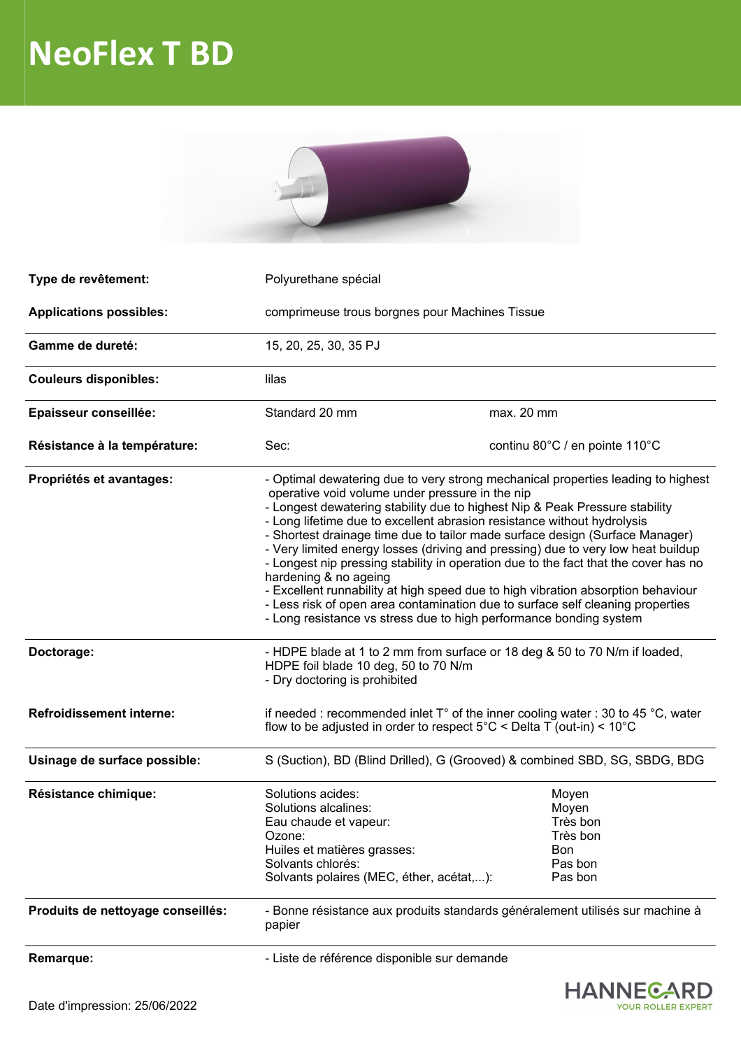# NeoFlex T BD

| | | |
|---|---|---|
| **Type de revêtement:** | Polyurethane spécial | |
| **Applications possibles:** | comprimeuse trous borgnes pour Machines Tissue | |
| **Gamme de dureté:** | 15, 20, 25, 30, 35 PJ | |
| **Couleurs disponibles:** | lilas | |
| **Epaisseur conseillée:** | Standard 20 mm | max. 20 mm |
| **Résistance à la température:** | Sec: | continu 80°C / en pointe 110°C |

**Propriétés et avantages:**

- Optimal dewatering due to very strong mechanical properties leading to highest operative void volume under pressure in the nip
- Longest dewatering stability due to highest Nip & Peak Pressure stability
- Long lifetime due to excellent abrasion resistance without hydrolysis
- Shortest drainage time due to tailor made surface design (Surface Manager)
- Very limited energy losses (driving and pressing) due to very low heat buildup
- Longest nip pressing stability in operation due to the fact that the cover has no hardening & no ageing
- Excellent runnability at high speed due to high vibration absorption behaviour
- Less risk of open area contamination due to surface self cleaning properties
- Long resistance vs stress due to high performance bonding system

**Doctorage:**

- HDPE blade at 1 to 2 mm from surface or 18 deg & 50 to 70 N/m if loaded, HDPE foil blade 10 deg, 50 to 70 N/m
- Dry doctoring is prohibited

**Refroidissement interne:** if needed : recommended inlet T° of the inner cooling water : 30 to 45 °C, water flow to be adjusted in order to respect 5°C < Delta T (out-in) < 10°C

**Usinage de surface possible:** S (Suction), BD (Blind Drilled), G (Grooved) & combined SBD, SG, SBDG, BDG

**Résistance chimique:**

| | |
|---|---|
| Solutions acides: | Moyen |
| Solutions alcalines: | Moyen |
| Eau chaude et vapeur: | Très bon |
| Ozone: | Très bon |
| Huiles et matières grasses: | Bon |
| Solvants chlorés: | Pas bon |
| Solvants polaires (MEC, éther, acétat,...): | Pas bon |

**Produits de nettoyage conseillés:** - Bonne résistance aux produits standards généralement utilisés sur machine à papier

**Remarque:** - Liste de référence disponible sur demande

Date d'impression: 25/06/2022

HANNECARD
YOUR ROLLER EXPERT